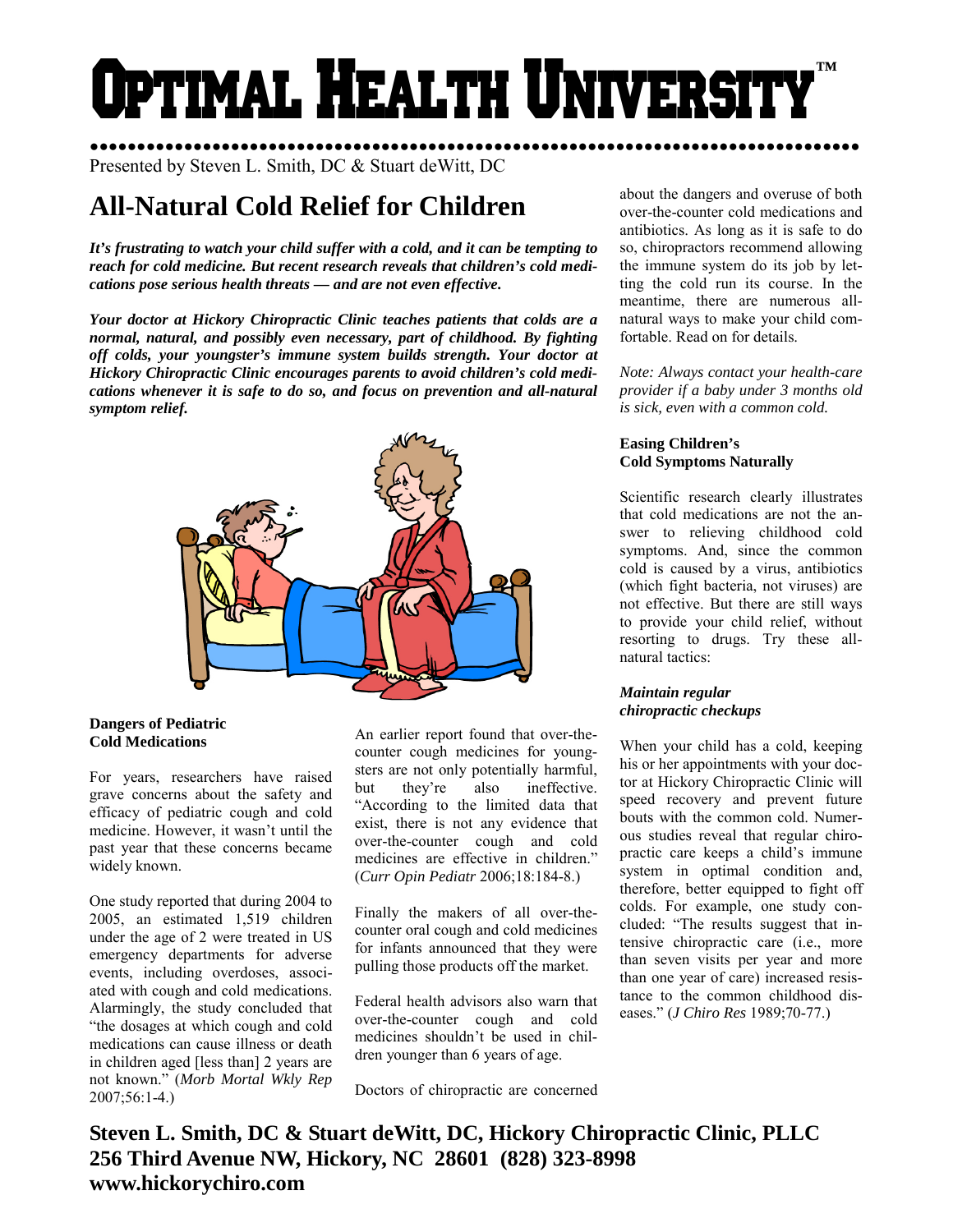# Optimal Health University™

Presented by Steven L. Smith, DC & Stuart deWitt, DC

## All-Natural Cold Relief for Children

***It's frustrating to watch your child suffer with a cold, and it can be tempting to reach for cold medicine. But recent research reveals that children's cold medications pose serious health threats — and are not even effective.***

***Your doctor at Hickory Chiropractic Clinic teaches patients that colds are a normal, natural, and possibly even necessary, part of childhood. By fighting off colds, your youngster's immune system builds strength. Your doctor at Hickory Chiropractic Clinic encourages parents to avoid children's cold medications whenever it is safe to do so, and focus on prevention and all-natural symptom relief.***

### Dangers of Pediatric Cold Medications

For years, researchers have raised grave concerns about the safety and efficacy of pediatric cough and cold medicine. However, it wasn't until the past year that these concerns became widely known.

One study reported that during 2004 to 2005, an estimated 1,519 children under the age of 2 were treated in US emergency departments for adverse events, including overdoses, associated with cough and cold medications. Alarmingly, the study concluded that "the dosages at which cough and cold medications can cause illness or death in children aged [less than] 2 years are not known." (*Morb Mortal Wkly Rep* 2007;56:1-4.)

An earlier report found that over-the-counter cough medicines for youngsters are not only potentially harmful, but they're also ineffective. "According to the limited data that exist, there is not any evidence that over-the-counter cough and cold medicines are effective in children." (*Curr Opin Pediatr* 2006;18:184-8.)

Finally the makers of all over-the-counter oral cough and cold medicines for infants announced that they were pulling those products off the market.

Federal health advisors also warn that over-the-counter cough and cold medicines shouldn't be used in children younger than 6 years of age.

Doctors of chiropractic are concerned about the dangers and overuse of both over-the-counter cold medications and antibiotics. As long as it is safe to do so, chiropractors recommend allowing the immune system do its job by letting the cold run its course. In the meantime, there are numerous all-natural ways to make your child comfortable. Read on for details.

*Note: Always contact your health-care provider if a baby under 3 months old is sick, even with a common cold.*

### Easing Children's Cold Symptoms Naturally

Scientific research clearly illustrates that cold medications are not the answer to relieving childhood cold symptoms. And, since the common cold is caused by a virus, antibiotics (which fight bacteria, not viruses) are not effective. But there are still ways to provide your child relief, without resorting to drugs. Try these all-natural tactics:

#### *Maintain regular chiropractic checkups*

When your child has a cold, keeping his or her appointments with your doctor at Hickory Chiropractic Clinic will speed recovery and prevent future bouts with the common cold. Numerous studies reveal that regular chiropractic care keeps a child's immune system in optimal condition and, therefore, better equipped to fight off colds. For example, one study concluded: "The results suggest that intensive chiropractic care (i.e., more than seven visits per year and more than one year of care) increased resistance to the common childhood diseases." (*J Chiro Res* 1989;70-77.)

**Steven L. Smith, DC & Stuart deWitt, DC, Hickory Chiropractic Clinic, PLLC**
**256 Third Avenue NW, Hickory, NC 28601 (828) 323-8998**
**www.hickorychiro.com**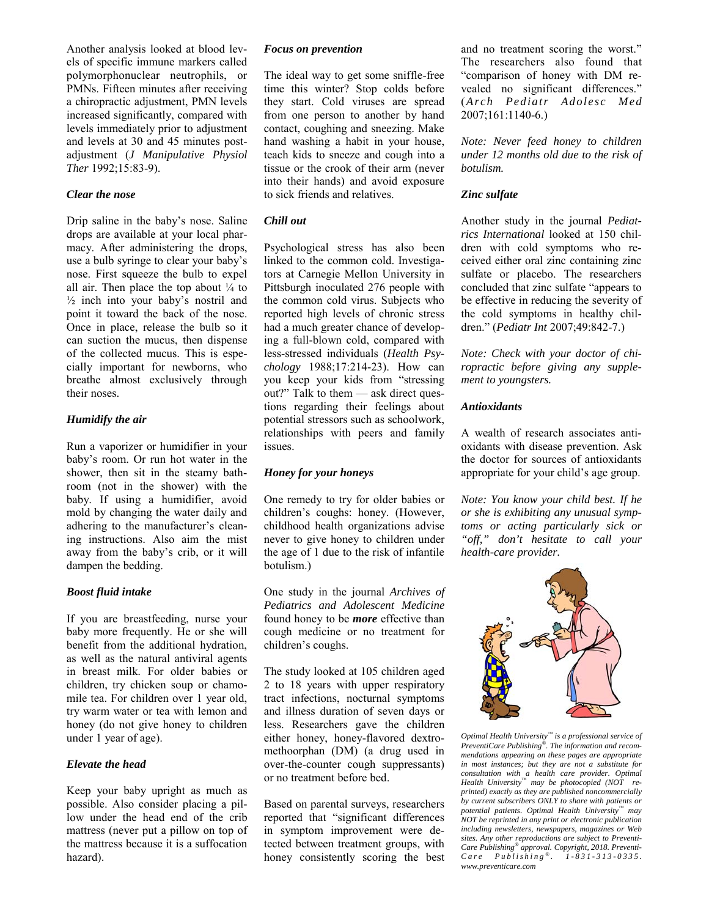Another analysis looked at blood levels of specific immune markers called polymorphonuclear neutrophils, or PMNs. Fifteen minutes after receiving a chiropractic adjustment, PMN levels increased significantly, compared with levels immediately prior to adjustment and levels at 30 and 45 minutes post-adjustment (*J Manipulative Physiol Ther* 1992;15:83-9).

### *Clear the nose*

Drip saline in the baby's nose. Saline drops are available at your local pharmacy. After administering the drops, use a bulb syringe to clear your baby's nose. First squeeze the bulb to expel all air. Then place the top about ¼ to ½ inch into your baby's nostril and point it toward the back of the nose. Once in place, release the bulb so it can suction the mucus, then dispense of the collected mucus. This is especially important for newborns, who breathe almost exclusively through their noses.

### *Humidify the air*

Run a vaporizer or humidifier in your baby's room. Or run hot water in the shower, then sit in the steamy bathroom (not in the shower) with the baby. If using a humidifier, avoid mold by changing the water daily and adhering to the manufacturer's cleaning instructions. Also aim the mist away from the baby's crib, or it will dampen the bedding.

### *Boost fluid intake*

If you are breastfeeding, nurse your baby more frequently. He or she will benefit from the additional hydration, as well as the natural antiviral agents in breast milk. For older babies or children, try chicken soup or chamomile tea. For children over 1 year old, try warm water or tea with lemon and honey (do not give honey to children under 1 year of age).

### *Elevate the head*

Keep your baby upright as much as possible. Also consider placing a pillow under the head end of the crib mattress (never put a pillow on top of the mattress because it is a suffocation hazard).

### *Focus on prevention*

The ideal way to get some sniffle-free time this winter? Stop colds before they start. Cold viruses are spread from one person to another by hand contact, coughing and sneezing. Make hand washing a habit in your house, teach kids to sneeze and cough into a tissue or the crook of their arm (never into their hands) and avoid exposure to sick friends and relatives.

### *Chill out*

Psychological stress has also been linked to the common cold. Investigators at Carnegie Mellon University in Pittsburgh inoculated 276 people with the common cold virus. Subjects who reported high levels of chronic stress had a much greater chance of developing a full-blown cold, compared with less-stressed individuals (*Health Psychology* 1988;17:214-23). How can you keep your kids from "stressing out?" Talk to them — ask direct questions regarding their feelings about potential stressors such as schoolwork, relationships with peers and family issues.

### *Honey for your honeys*

One remedy to try for older babies or children's coughs: honey. (However, childhood health organizations advise never to give honey to children under the age of 1 due to the risk of infantile botulism.)

One study in the journal *Archives of Pediatrics and Adolescent Medicine* found honey to be ***more*** effective than cough medicine or no treatment for children's coughs.

The study looked at 105 children aged 2 to 18 years with upper respiratory tract infections, nocturnal symptoms and illness duration of seven days or less. Researchers gave the children either honey, honey-flavored dextromethoorphan (DM) (a drug used in over-the-counter cough suppressants) or no treatment before bed.

Based on parental surveys, researchers reported that "significant differences in symptom improvement were detected between treatment groups, with honey consistently scoring the best and no treatment scoring the worst." The researchers also found that "comparison of honey with DM revealed no significant differences." (*Arch Pediatr Adolesc Med* 2007;161:1140-6.)

*Note: Never feed honey to children under 12 months old due to the risk of botulism.*

### *Zinc sulfate*

Another study in the journal *Pediatrics International* looked at 150 children with cold symptoms who received either oral zinc containing zinc sulfate or placebo. The researchers concluded that zinc sulfate "appears to be effective in reducing the severity of the cold symptoms in healthy children." (*Pediatr Int* 2007;49:842-7.)

*Note: Check with your doctor of chiropractic before giving any supplement to youngsters.*

### *Antioxidants*

A wealth of research associates antioxidants with disease prevention. Ask the doctor for sources of antioxidants appropriate for your child's age group.

*Note: You know your child best. If he or she is exhibiting any unusual symptoms or acting particularly sick or "off," don't hesitate to call your health-care provider.*

*Optimal Health University™ is a professional service of PreventiCare Publishing®. The information and recommendations appearing on these pages are appropriate in most instances; but they are not a substitute for consultation with a health care provider. Optimal Health University™ may be photocopied (NOT reprinted) exactly as they are published noncommercially by current subscribers ONLY to share with patients or potential patients. Optimal Health University™ may NOT be reprinted in any print or electronic publication including newsletters, newspapers, magazines or Web sites. Any other reproductions are subject to PreventiCare Publishing® approval. Copyright, 2018. PreventiCare Publishing®. 1-831-313-0335. www.preventicare.com*